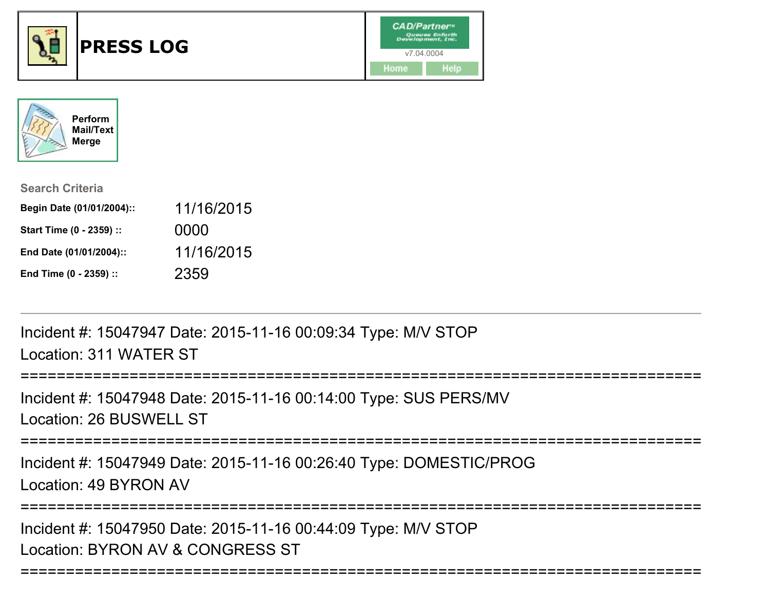# PRESS LOG

CAD/Partner™
Queues Enforth Development, Inc.
v7.04.0004

Home | Help

Perform Mail/Text Merge

**Search Criteria**

| | |
|---|---|
| **Begin Date (01/01/2004)::** | 11/16/2015 |
| **Start Time (0 - 2359) ::** | 0000 |
| **End Date (01/01/2004)::** | 11/16/2015 |
| **End Time (0 - 2359) ::** | 2359 |

---

Incident #: 15047947 Date: 2015-11-16 00:09:34 Type: M/V STOP
Location: 311 WATER ST

===========================================================================

Incident #: 15047948 Date: 2015-11-16 00:14:00 Type: SUS PERS/MV
Location: 26 BUSWELL ST

===========================================================================

Incident #: 15047949 Date: 2015-11-16 00:26:40 Type: DOMESTIC/PROG
Location: 49 BYRON AV

===========================================================================

Incident #: 15047950 Date: 2015-11-16 00:44:09 Type: M/V STOP
Location: BYRON AV & CONGRESS ST

===========================================================================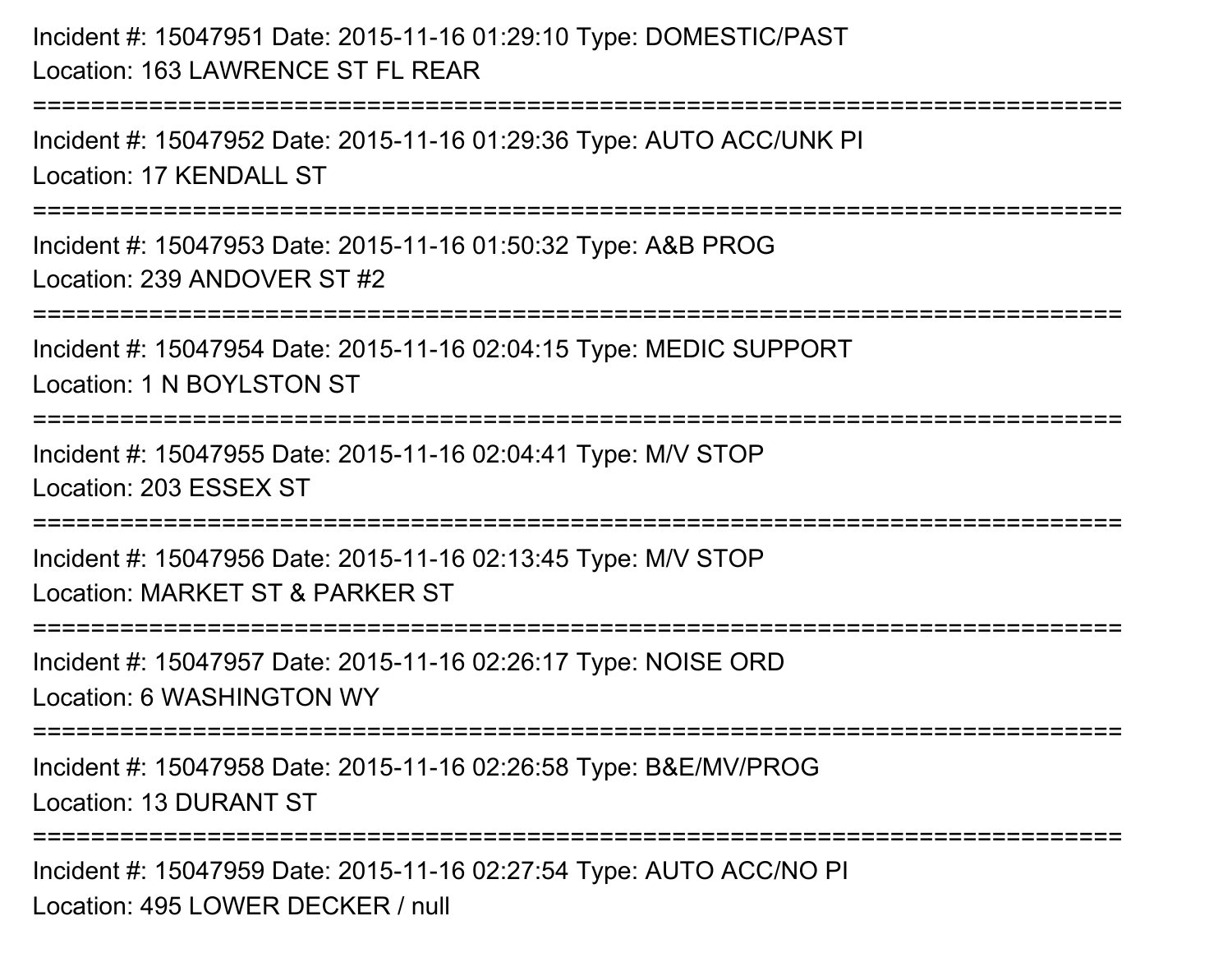Incident #: 15047951 Date: 2015-11-16 01:29:10 Type: DOMESTIC/PAST
Location: 163 LAWRENCE ST FL REAR

===========================================================================

Incident #: 15047952 Date: 2015-11-16 01:29:36 Type: AUTO ACC/UNK PI
Location: 17 KENDALL ST

===========================================================================

Incident #: 15047953 Date: 2015-11-16 01:50:32 Type: A&B PROG
Location: 239 ANDOVER ST #2

===========================================================================

Incident #: 15047954 Date: 2015-11-16 02:04:15 Type: MEDIC SUPPORT
Location: 1 N BOYLSTON ST

===========================================================================

Incident #: 15047955 Date: 2015-11-16 02:04:41 Type: M/V STOP
Location: 203 ESSEX ST

===========================================================================

Incident #: 15047956 Date: 2015-11-16 02:13:45 Type: M/V STOP
Location: MARKET ST & PARKER ST

===========================================================================

Incident #: 15047957 Date: 2015-11-16 02:26:17 Type: NOISE ORD
Location: 6 WASHINGTON WY

===========================================================================

Incident #: 15047958 Date: 2015-11-16 02:26:58 Type: B&E/MV/PROG
Location: 13 DURANT ST

===========================================================================

Incident #: 15047959 Date: 2015-11-16 02:27:54 Type: AUTO ACC/NO PI
Location: 495 LOWER DECKER / null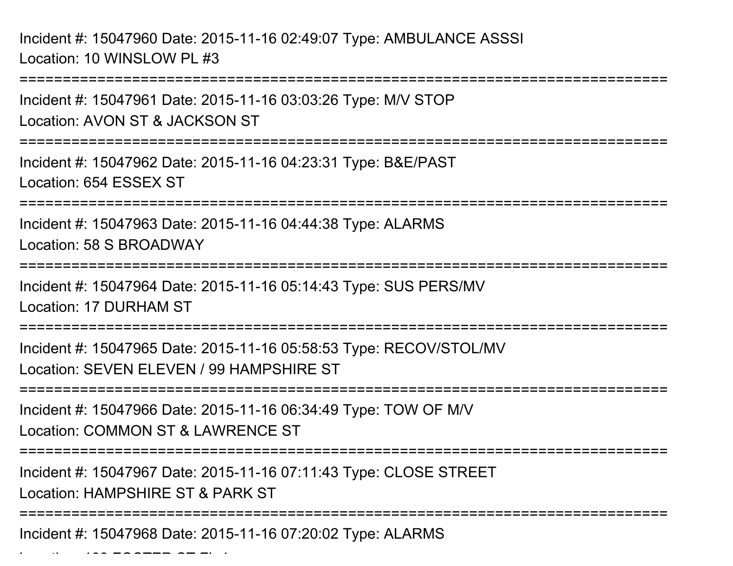Incident #: 15047960 Date: 2015-11-16 02:49:07 Type: AMBULANCE ASSSI
Location: 10 WINSLOW PL #3

===========================================================================

Incident #: 15047961 Date: 2015-11-16 03:03:26 Type: M/V STOP
Location: AVON ST & JACKSON ST

===========================================================================

Incident #: 15047962 Date: 2015-11-16 04:23:31 Type: B&E/PAST
Location: 654 ESSEX ST

===========================================================================

Incident #: 15047963 Date: 2015-11-16 04:44:38 Type: ALARMS
Location: 58 S BROADWAY

===========================================================================

Incident #: 15047964 Date: 2015-11-16 05:14:43 Type: SUS PERS/MV
Location: 17 DURHAM ST

===========================================================================

Incident #: 15047965 Date: 2015-11-16 05:58:53 Type: RECOV/STOL/MV
Location: SEVEN ELEVEN / 99 HAMPSHIRE ST

===========================================================================

Incident #: 15047966 Date: 2015-11-16 06:34:49 Type: TOW OF M/V
Location: COMMON ST & LAWRENCE ST

===========================================================================

Incident #: 15047967 Date: 2015-11-16 07:11:43 Type: CLOSE STREET
Location: HAMPSHIRE ST & PARK ST

===========================================================================

Incident #: 15047968 Date: 2015-11-16 07:20:02 Type: ALARMS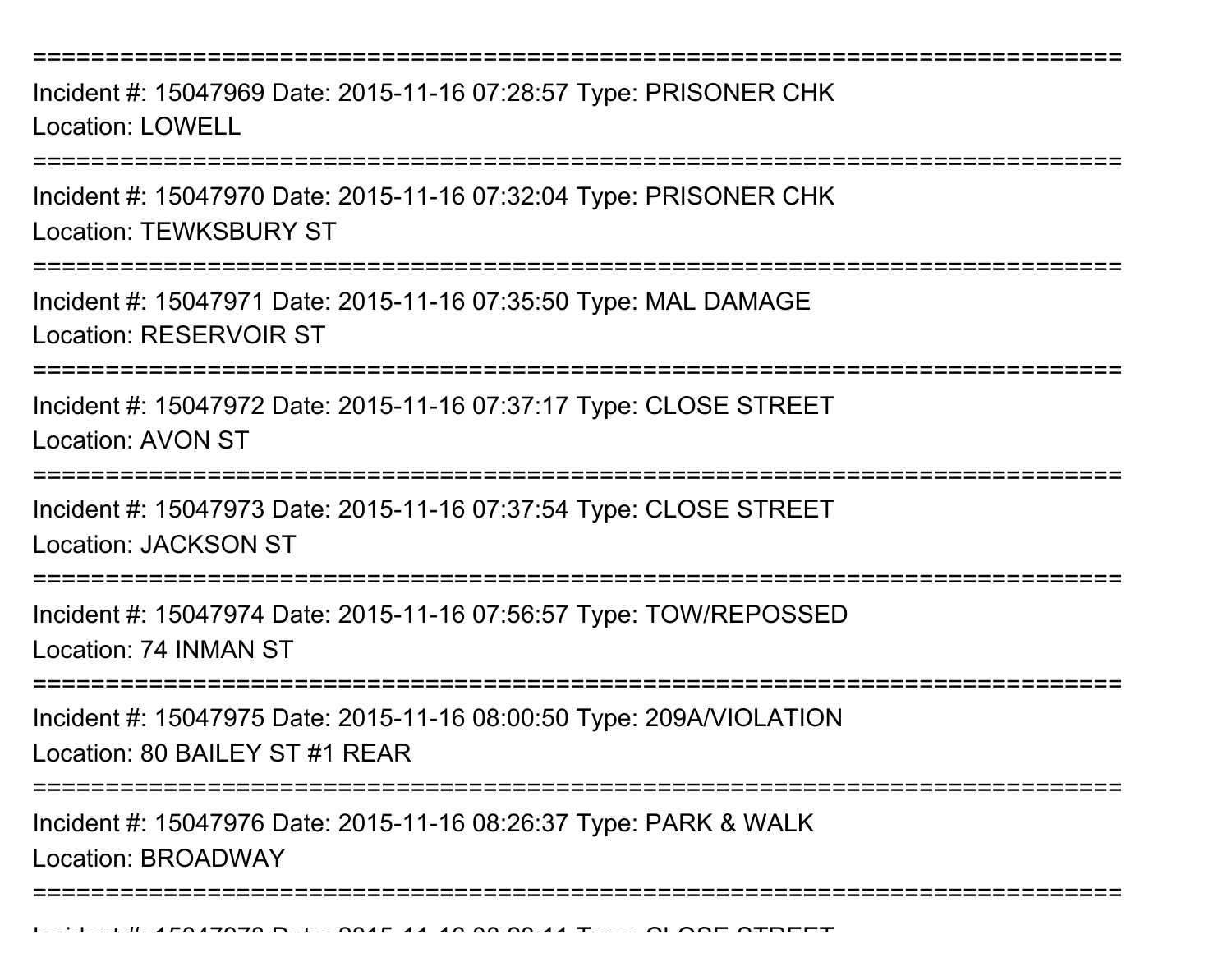===========================================================================
Incident #: 15047969 Date: 2015-11-16 07:28:57 Type: PRISONER CHK
Location: LOWELL
===========================================================================
Incident #: 15047970 Date: 2015-11-16 07:32:04 Type: PRISONER CHK
Location: TEWKSBURY ST
===========================================================================
Incident #: 15047971 Date: 2015-11-16 07:35:50 Type: MAL DAMAGE
Location: RESERVOIR ST
===========================================================================
Incident #: 15047972 Date: 2015-11-16 07:37:17 Type: CLOSE STREET
Location: AVON ST
===========================================================================
Incident #: 15047973 Date: 2015-11-16 07:37:54 Type: CLOSE STREET
Location: JACKSON ST
===========================================================================
Incident #: 15047974 Date: 2015-11-16 07:56:57 Type: TOW/REPOSSED
Location: 74 INMAN ST
===========================================================================
Incident #: 15047975 Date: 2015-11-16 08:00:50 Type: 209A/VIOLATION
Location: 80 BAILEY ST #1 REAR
===========================================================================
Incident #: 15047976 Date: 2015-11-16 08:26:37 Type: PARK & WALK
Location: BROADWAY
===========================================================================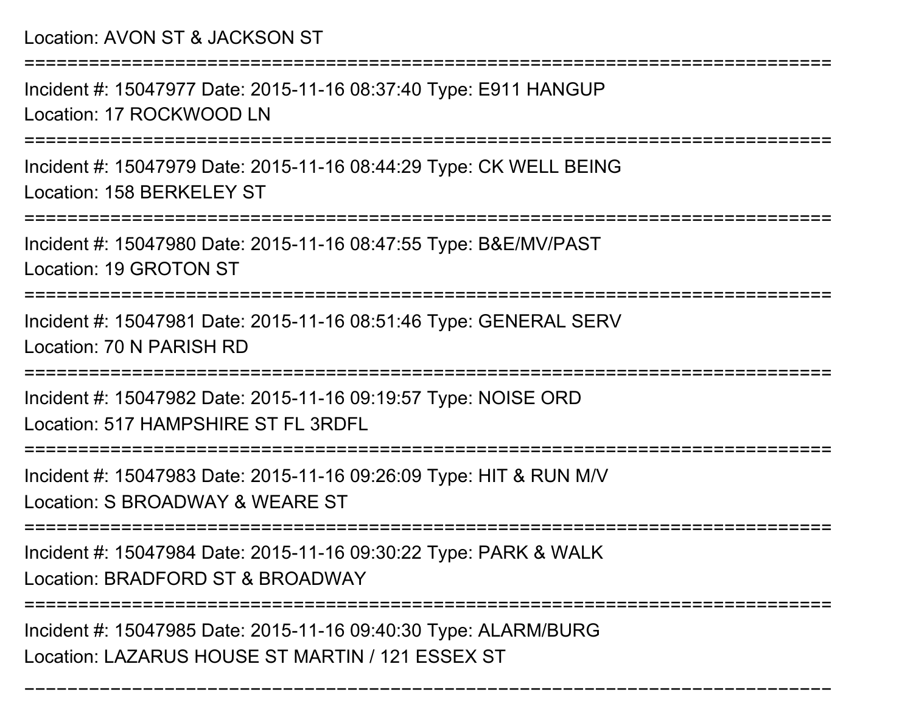Location: AVON ST & JACKSON ST

===========================================================================

Incident #: 15047977 Date: 2015-11-16 08:37:40 Type: E911 HANGUP
Location: 17 ROCKWOOD LN

===========================================================================

Incident #: 15047979 Date: 2015-11-16 08:44:29 Type: CK WELL BEING
Location: 158 BERKELEY ST

===========================================================================

Incident #: 15047980 Date: 2015-11-16 08:47:55 Type: B&E/MV/PAST
Location: 19 GROTON ST

===========================================================================

Incident #: 15047981 Date: 2015-11-16 08:51:46 Type: GENERAL SERV
Location: 70 N PARISH RD

===========================================================================

Incident #: 15047982 Date: 2015-11-16 09:19:57 Type: NOISE ORD
Location: 517 HAMPSHIRE ST FL 3RDFL

===========================================================================

Incident #: 15047983 Date: 2015-11-16 09:26:09 Type: HIT & RUN M/V
Location: S BROADWAY & WEARE ST

===========================================================================

Incident #: 15047984 Date: 2015-11-16 09:30:22 Type: PARK & WALK
Location: BRADFORD ST & BROADWAY

===========================================================================

Incident #: 15047985 Date: 2015-11-16 09:40:30 Type: ALARM/BURG
Location: LAZARUS HOUSE ST MARTIN / 121 ESSEX ST

===========================================================================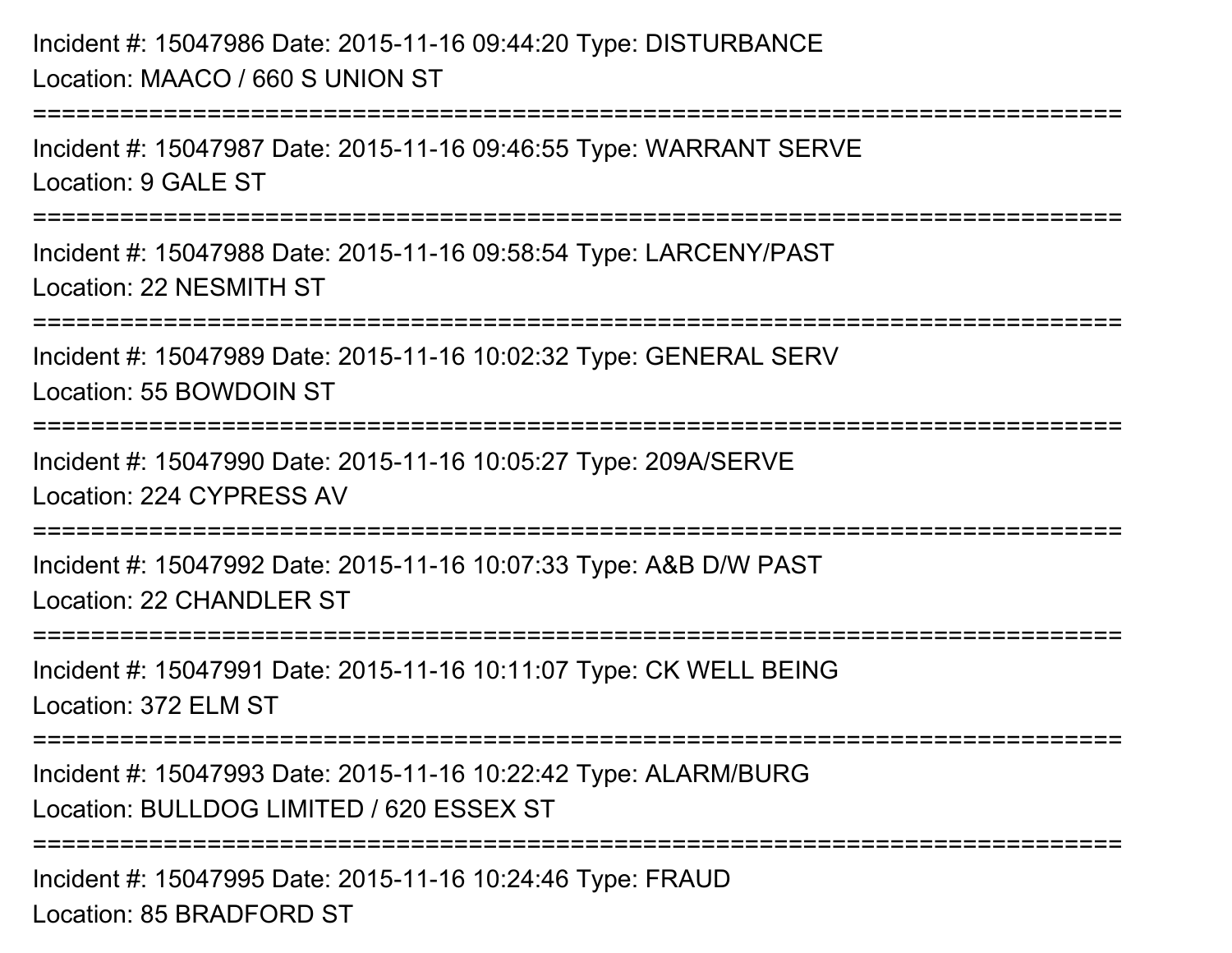Incident #: 15047986 Date: 2015-11-16 09:44:20 Type: DISTURBANCE
Location: MAACO / 660 S UNION ST

===========================================================================

Incident #: 15047987 Date: 2015-11-16 09:46:55 Type: WARRANT SERVE
Location: 9 GALE ST

===========================================================================

Incident #: 15047988 Date: 2015-11-16 09:58:54 Type: LARCENY/PAST
Location: 22 NESMITH ST

===========================================================================

Incident #: 15047989 Date: 2015-11-16 10:02:32 Type: GENERAL SERV
Location: 55 BOWDOIN ST

===========================================================================

Incident #: 15047990 Date: 2015-11-16 10:05:27 Type: 209A/SERVE
Location: 224 CYPRESS AV

===========================================================================

Incident #: 15047992 Date: 2015-11-16 10:07:33 Type: A&B D/W PAST
Location: 22 CHANDLER ST

===========================================================================

Incident #: 15047991 Date: 2015-11-16 10:11:07 Type: CK WELL BEING
Location: 372 ELM ST

===========================================================================

Incident #: 15047993 Date: 2015-11-16 10:22:42 Type: ALARM/BURG
Location: BULLDOG LIMITED / 620 ESSEX ST

===========================================================================

Incident #: 15047995 Date: 2015-11-16 10:24:46 Type: FRAUD
Location: 85 BRADFORD ST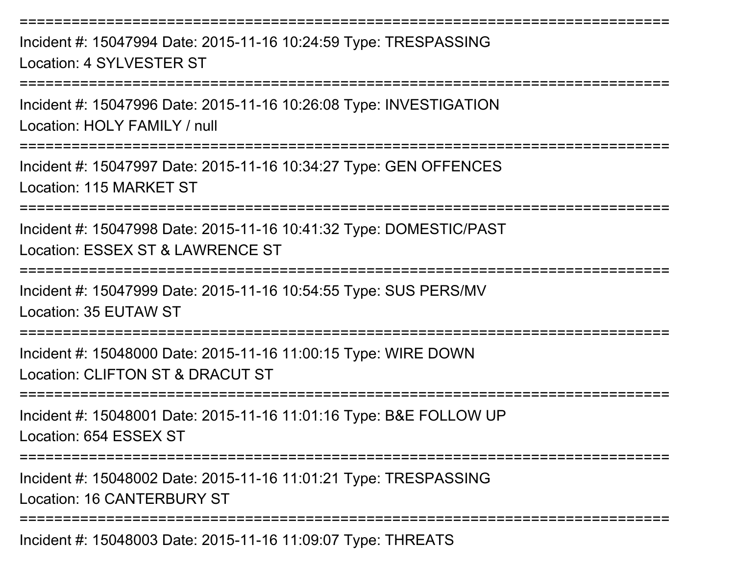===========================================================================

Incident #: 15047994 Date: 2015-11-16 10:24:59 Type: TRESPASSING

Location: 4 SYLVESTER ST

===========================================================================

Incident #: 15047996 Date: 2015-11-16 10:26:08 Type: INVESTIGATION

Location: HOLY FAMILY / null

===========================================================================

Incident #: 15047997 Date: 2015-11-16 10:34:27 Type: GEN OFFENCES

Location: 115 MARKET ST

===========================================================================

Incident #: 15047998 Date: 2015-11-16 10:41:32 Type: DOMESTIC/PAST

Location: ESSEX ST & LAWRENCE ST

===========================================================================

Incident #: 15047999 Date: 2015-11-16 10:54:55 Type: SUS PERS/MV

Location: 35 EUTAW ST

===========================================================================

Incident #: 15048000 Date: 2015-11-16 11:00:15 Type: WIRE DOWN

Location: CLIFTON ST & DRACUT ST

===========================================================================

Incident #: 15048001 Date: 2015-11-16 11:01:16 Type: B&E FOLLOW UP

Location: 654 ESSEX ST

===========================================================================

Incident #: 15048002 Date: 2015-11-16 11:01:21 Type: TRESPASSING

Location: 16 CANTERBURY ST

===========================================================================

Incident #: 15048003 Date: 2015-11-16 11:09:07 Type: THREATS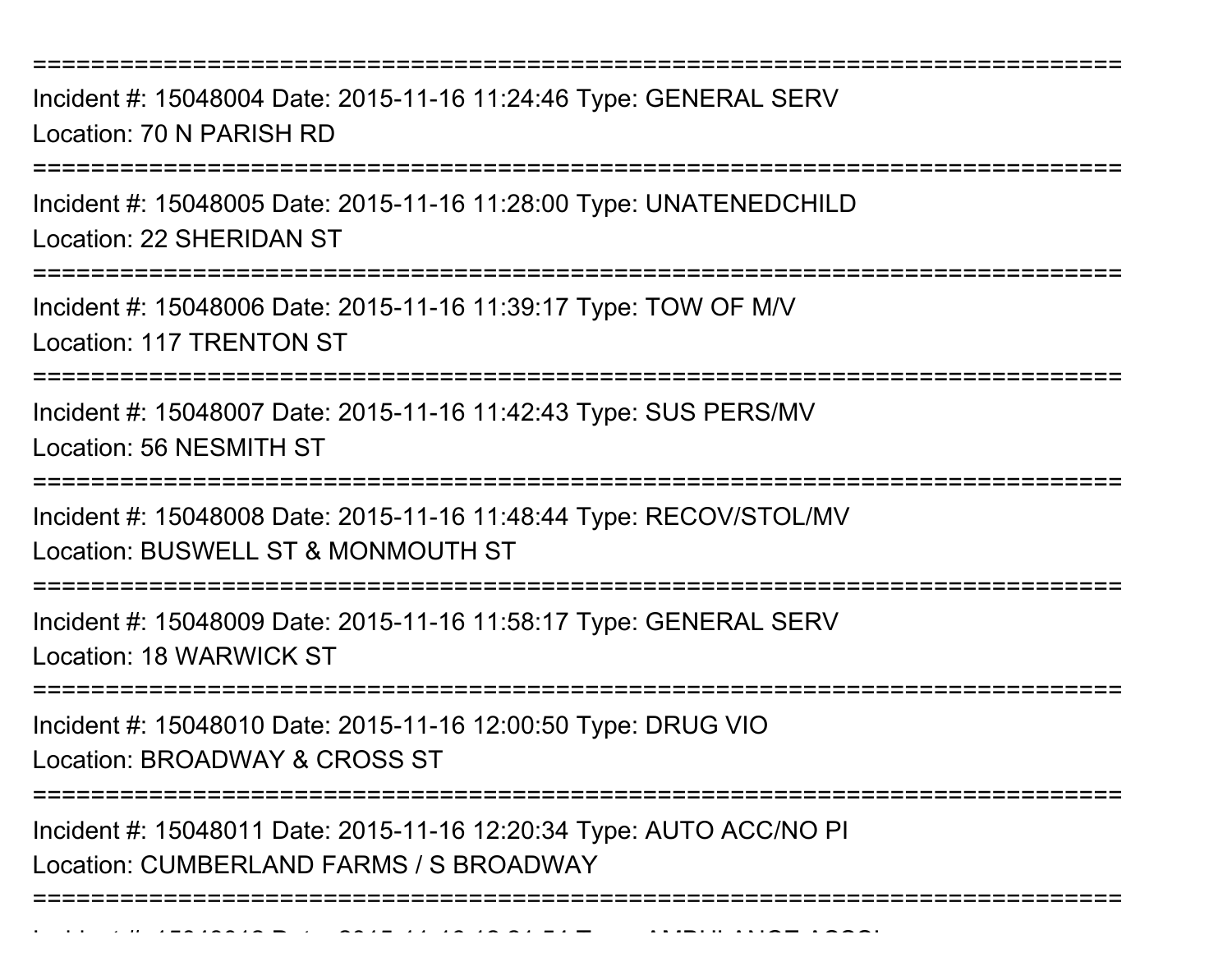===========================================================================

Incident #: 15048004 Date: 2015-11-16 11:24:46 Type: GENERAL SERV
Location: 70 N PARISH RD

===========================================================================

Incident #: 15048005 Date: 2015-11-16 11:28:00 Type: UNATENEDCHILD
Location: 22 SHERIDAN ST

===========================================================================

Incident #: 15048006 Date: 2015-11-16 11:39:17 Type: TOW OF M/V
Location: 117 TRENTON ST

===========================================================================

Incident #: 15048007 Date: 2015-11-16 11:42:43 Type: SUS PERS/MV
Location: 56 NESMITH ST

===========================================================================

Incident #: 15048008 Date: 2015-11-16 11:48:44 Type: RECOV/STOL/MV
Location: BUSWELL ST & MONMOUTH ST

===========================================================================

Incident #: 15048009 Date: 2015-11-16 11:58:17 Type: GENERAL SERV
Location: 18 WARWICK ST

===========================================================================

Incident #: 15048010 Date: 2015-11-16 12:00:50 Type: DRUG VIO
Location: BROADWAY & CROSS ST

===========================================================================

Incident #: 15048011 Date: 2015-11-16 12:20:34 Type: AUTO ACC/NO PI
Location: CUMBERLAND FARMS / S BROADWAY

===========================================================================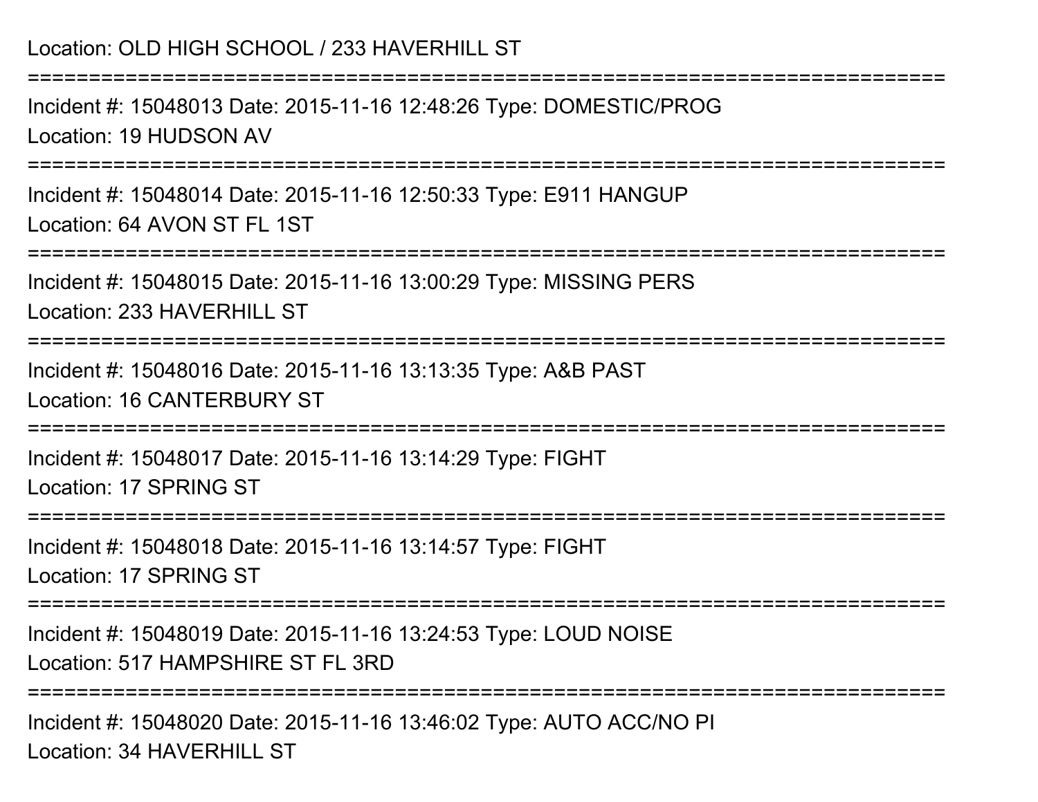Location: OLD HIGH SCHOOL / 233 HAVERHILL ST

===========================================================================

Incident #: 15048013 Date: 2015-11-16 12:48:26 Type: DOMESTIC/PROG

Location: 19 HUDSON AV

===========================================================================

Incident #: 15048014 Date: 2015-11-16 12:50:33 Type: E911 HANGUP

Location: 64 AVON ST FL 1ST

===========================================================================

Incident #: 15048015 Date: 2015-11-16 13:00:29 Type: MISSING PERS

Location: 233 HAVERHILL ST

===========================================================================

Incident #: 15048016 Date: 2015-11-16 13:13:35 Type: A&B PAST

Location: 16 CANTERBURY ST

===========================================================================

Incident #: 15048017 Date: 2015-11-16 13:14:29 Type: FIGHT

Location: 17 SPRING ST

===========================================================================

Incident #: 15048018 Date: 2015-11-16 13:14:57 Type: FIGHT

Location: 17 SPRING ST

===========================================================================

Incident #: 15048019 Date: 2015-11-16 13:24:53 Type: LOUD NOISE

Location: 517 HAMPSHIRE ST FL 3RD

===========================================================================

Incident #: 15048020 Date: 2015-11-16 13:46:02 Type: AUTO ACC/NO PI

Location: 34 HAVERHILL ST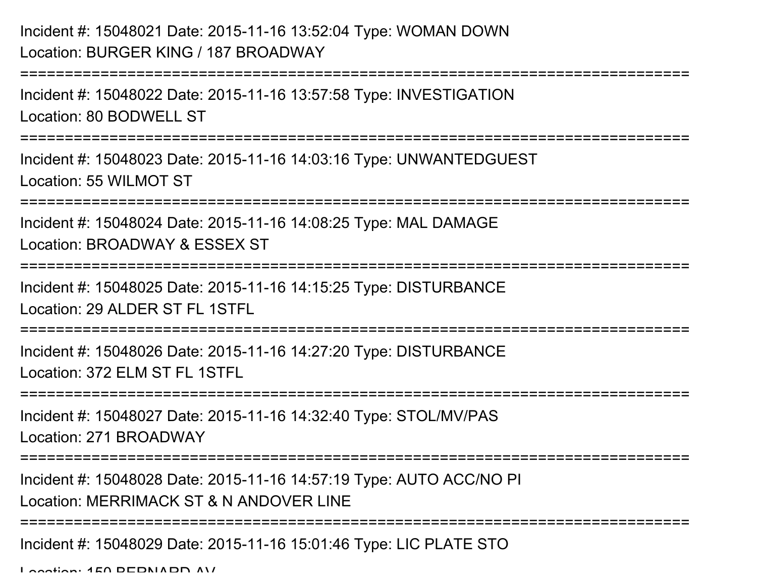Incident #: 15048021 Date: 2015-11-16 13:52:04 Type: WOMAN DOWN
Location: BURGER KING / 187 BROADWAY

===========================================================================

Incident #: 15048022 Date: 2015-11-16 13:57:58 Type: INVESTIGATION
Location: 80 BODWELL ST

===========================================================================

Incident #: 15048023 Date: 2015-11-16 14:03:16 Type: UNWANTEDGUEST
Location: 55 WILMOT ST

===========================================================================

Incident #: 15048024 Date: 2015-11-16 14:08:25 Type: MAL DAMAGE
Location: BROADWAY & ESSEX ST

===========================================================================

Incident #: 15048025 Date: 2015-11-16 14:15:25 Type: DISTURBANCE
Location: 29 ALDER ST FL 1STFL

===========================================================================

Incident #: 15048026 Date: 2015-11-16 14:27:20 Type: DISTURBANCE
Location: 372 ELM ST FL 1STFL

===========================================================================

Incident #: 15048027 Date: 2015-11-16 14:32:40 Type: STOL/MV/PAS
Location: 271 BROADWAY

===========================================================================

Incident #: 15048028 Date: 2015-11-16 14:57:19 Type: AUTO ACC/NO PI
Location: MERRIMACK ST & N ANDOVER LINE

===========================================================================

Incident #: 15048029 Date: 2015-11-16 15:01:46 Type: LIC PLATE STO
Location: 150 BERNARD AV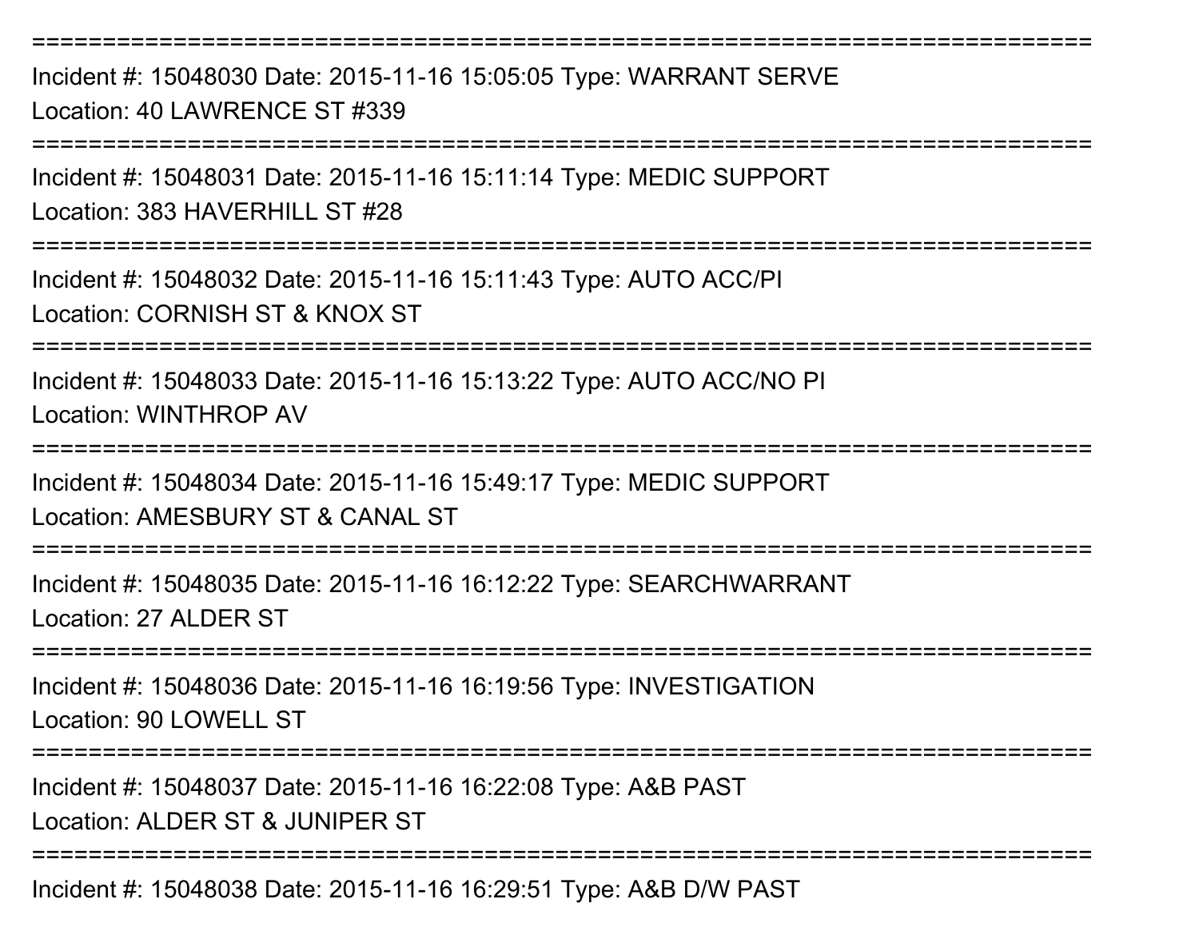===========================================================================
Incident #: 15048030 Date: 2015-11-16 15:05:05 Type: WARRANT SERVE
Location: 40 LAWRENCE ST #339

===========================================================================
Incident #: 15048031 Date: 2015-11-16 15:11:14 Type: MEDIC SUPPORT
Location: 383 HAVERHILL ST #28

===========================================================================
Incident #: 15048032 Date: 2015-11-16 15:11:43 Type: AUTO ACC/PI
Location: CORNISH ST & KNOX ST

===========================================================================
Incident #: 15048033 Date: 2015-11-16 15:13:22 Type: AUTO ACC/NO PI
Location: WINTHROP AV

===========================================================================
Incident #: 15048034 Date: 2015-11-16 15:49:17 Type: MEDIC SUPPORT
Location: AMESBURY ST & CANAL ST

===========================================================================
Incident #: 15048035 Date: 2015-11-16 16:12:22 Type: SEARCHWARRANT
Location: 27 ALDER ST

===========================================================================
Incident #: 15048036 Date: 2015-11-16 16:19:56 Type: INVESTIGATION
Location: 90 LOWELL ST

===========================================================================
Incident #: 15048037 Date: 2015-11-16 16:22:08 Type: A&B PAST
Location: ALDER ST & JUNIPER ST

===========================================================================
Incident #: 15048038 Date: 2015-11-16 16:29:51 Type: A&B D/W PAST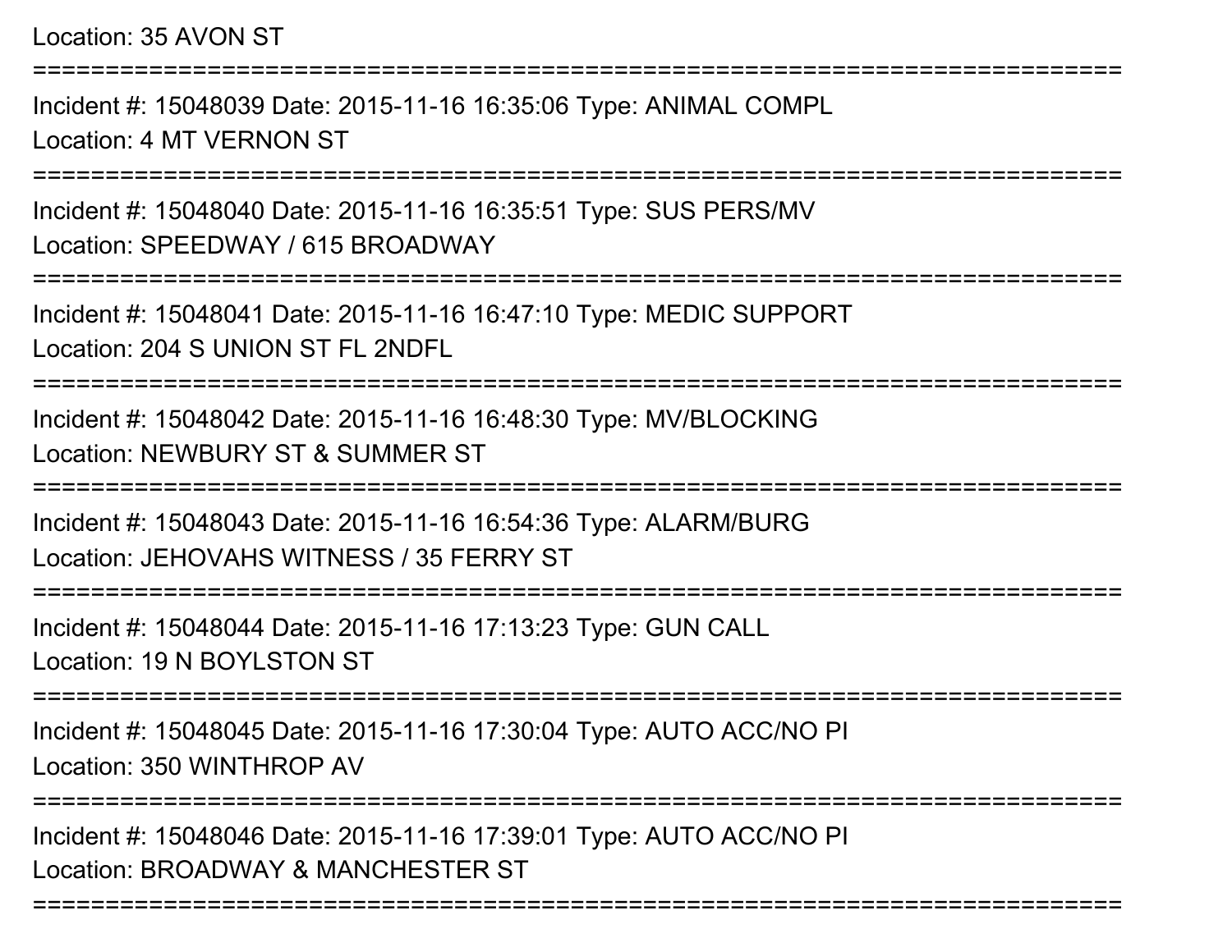Location: 35 AVON ST

===========================================================================

Incident #: 15048039 Date: 2015-11-16 16:35:06 Type: ANIMAL COMPL
Location: 4 MT VERNON ST

===========================================================================

Incident #: 15048040 Date: 2015-11-16 16:35:51 Type: SUS PERS/MV
Location: SPEEDWAY / 615 BROADWAY

===========================================================================

Incident #: 15048041 Date: 2015-11-16 16:47:10 Type: MEDIC SUPPORT
Location: 204 S UNION ST FL 2NDFL

===========================================================================

Incident #: 15048042 Date: 2015-11-16 16:48:30 Type: MV/BLOCKING
Location: NEWBURY ST & SUMMER ST

===========================================================================

Incident #: 15048043 Date: 2015-11-16 16:54:36 Type: ALARM/BURG
Location: JEHOVAHS WITNESS / 35 FERRY ST

===========================================================================

Incident #: 15048044 Date: 2015-11-16 17:13:23 Type: GUN CALL
Location: 19 N BOYLSTON ST

===========================================================================

Incident #: 15048045 Date: 2015-11-16 17:30:04 Type: AUTO ACC/NO PI
Location: 350 WINTHROP AV

===========================================================================

Incident #: 15048046 Date: 2015-11-16 17:39:01 Type: AUTO ACC/NO PI
Location: BROADWAY & MANCHESTER ST

===========================================================================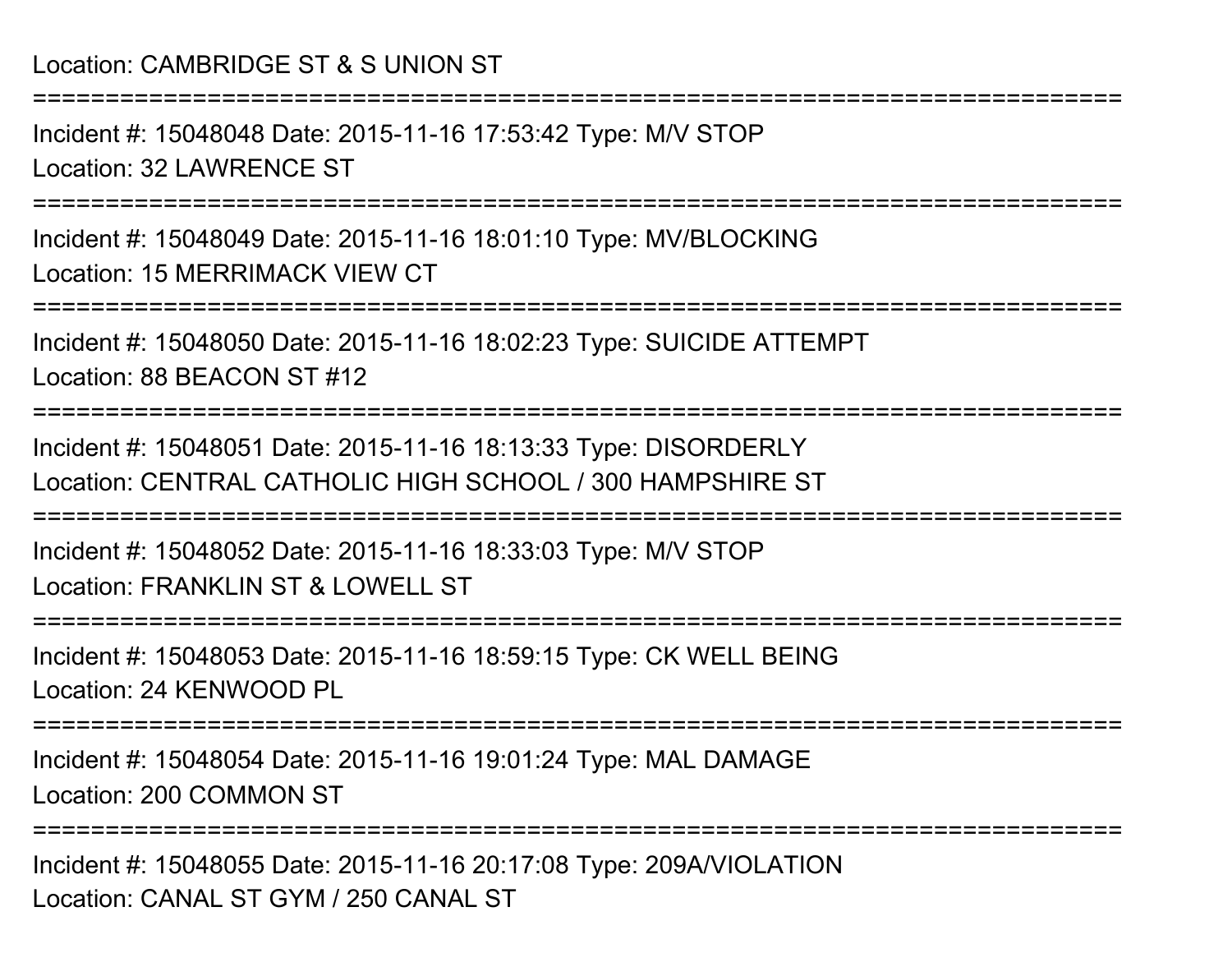Location: CAMBRIDGE ST & S UNION ST

===========================================================================

Incident #: 15048048 Date: 2015-11-16 17:53:42 Type: M/V STOP

Location: 32 LAWRENCE ST

===========================================================================

Incident #: 15048049 Date: 2015-11-16 18:01:10 Type: MV/BLOCKING

Location: 15 MERRIMACK VIEW CT

===========================================================================

Incident #: 15048050 Date: 2015-11-16 18:02:23 Type: SUICIDE ATTEMPT

Location: 88 BEACON ST #12

===========================================================================

Incident #: 15048051 Date: 2015-11-16 18:13:33 Type: DISORDERLY

Location: CENTRAL CATHOLIC HIGH SCHOOL / 300 HAMPSHIRE ST

===========================================================================

Incident #: 15048052 Date: 2015-11-16 18:33:03 Type: M/V STOP

Location: FRANKLIN ST & LOWELL ST

===========================================================================

Incident #: 15048053 Date: 2015-11-16 18:59:15 Type: CK WELL BEING

Location: 24 KENWOOD PL

===========================================================================

Incident #: 15048054 Date: 2015-11-16 19:01:24 Type: MAL DAMAGE

Location: 200 COMMON ST

===========================================================================

Incident #: 15048055 Date: 2015-11-16 20:17:08 Type: 209A/VIOLATION

Location: CANAL ST GYM / 250 CANAL ST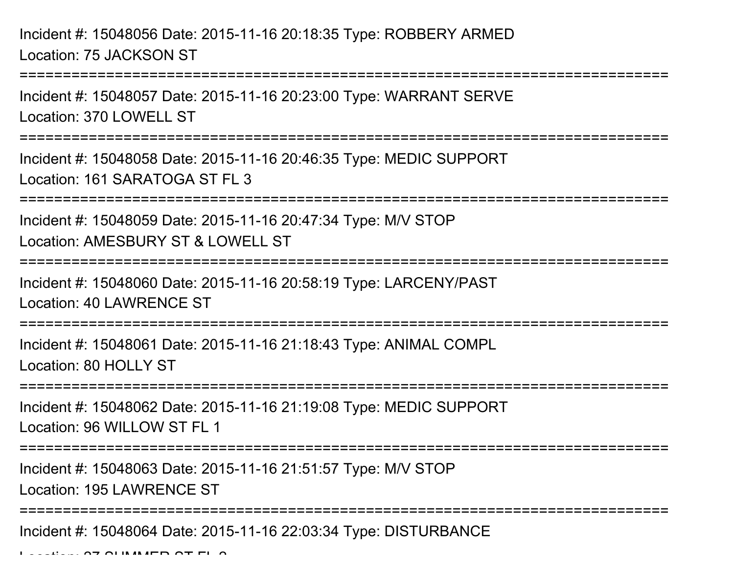Incident #: 15048056 Date: 2015-11-16 20:18:35 Type: ROBBERY ARMED
Location: 75 JACKSON ST

===========================================================================

Incident #: 15048057 Date: 2015-11-16 20:23:00 Type: WARRANT SERVE
Location: 370 LOWELL ST

===========================================================================

Incident #: 15048058 Date: 2015-11-16 20:46:35 Type: MEDIC SUPPORT
Location: 161 SARATOGA ST FL 3

===========================================================================

Incident #: 15048059 Date: 2015-11-16 20:47:34 Type: M/V STOP
Location: AMESBURY ST & LOWELL ST

===========================================================================

Incident #: 15048060 Date: 2015-11-16 20:58:19 Type: LARCENY/PAST
Location: 40 LAWRENCE ST

===========================================================================

Incident #: 15048061 Date: 2015-11-16 21:18:43 Type: ANIMAL COMPL
Location: 80 HOLLY ST

===========================================================================

Incident #: 15048062 Date: 2015-11-16 21:19:08 Type: MEDIC SUPPORT
Location: 96 WILLOW ST FL 1

===========================================================================

Incident #: 15048063 Date: 2015-11-16 21:51:57 Type: M/V STOP
Location: 195 LAWRENCE ST

===========================================================================

Incident #: 15048064 Date: 2015-11-16 22:03:34 Type: DISTURBANCE
Location: 27 SUMMER ST FL 2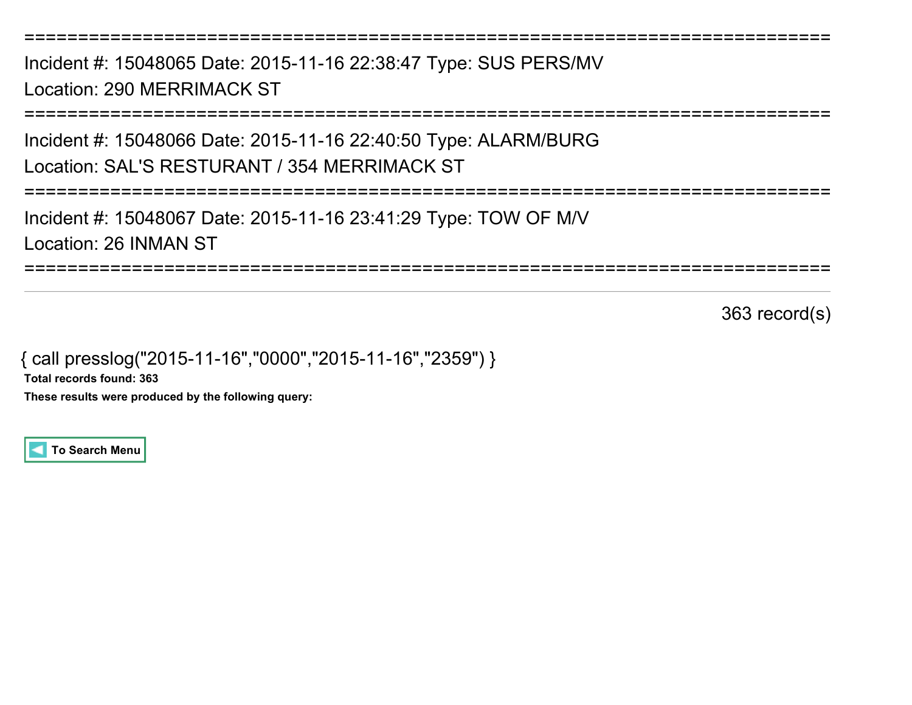===========================================================================

Incident #: 15048065 Date: 2015-11-16 22:38:47 Type: SUS PERS/MV

Location: 290 MERRIMACK ST

===========================================================================

Incident #: 15048066 Date: 2015-11-16 22:40:50 Type: ALARM/BURG

Location: SAL'S RESTURANT / 354 MERRIMACK ST

===========================================================================

Incident #: 15048067 Date: 2015-11-16 23:41:29 Type: TOW OF M/V

Location: 26 INMAN ST

===========================================================================

---

363 record(s)

{ call presslog("2015-11-16","0000","2015-11-16","2359") }

**Total records found: 363**

**These results were produced by the following query:**

**To Search Menu**